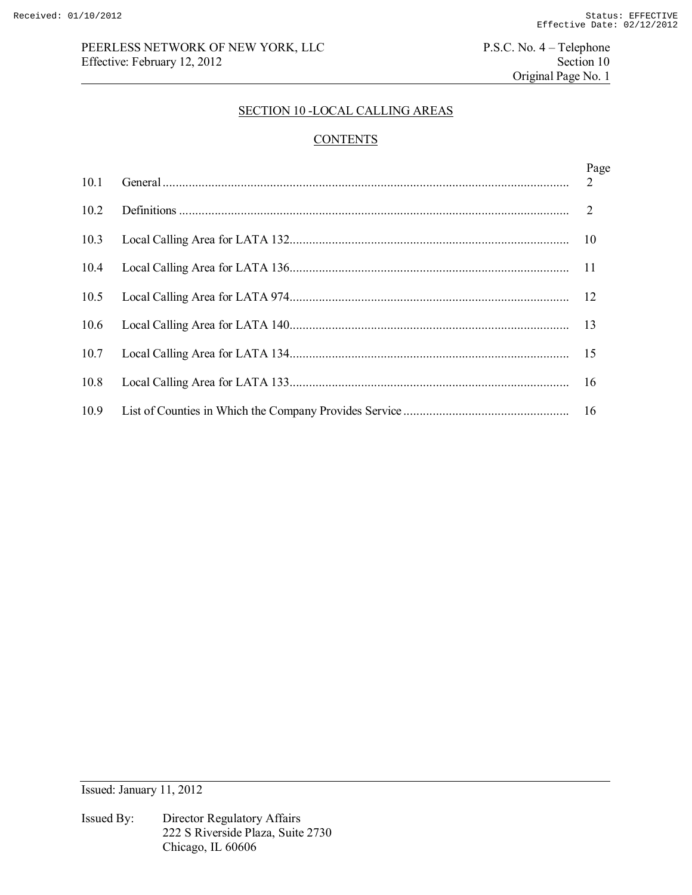# SECTION 10 -LOCAL CALLING AREAS

## CONTENTS

| | | Page |
|---|---|---|
| 10.1 | General | 2 |
| 10.2 | Definitions | 2 |
| 10.3 | Local Calling Area for LATA 132 | 10 |
| 10.4 | Local Calling Area for LATA 136 | 11 |
| 10.5 | Local Calling Area for LATA 974 | 12 |
| 10.6 | Local Calling Area for LATA 140 | 13 |
| 10.7 | Local Calling Area for LATA 134 | 15 |
| 10.8 | Local Calling Area for LATA 133 | 16 |
| 10.9 | List of Counties in Which the Company Provides Service | 16 |

Issued: January 11, 2012

Issued By: Director Regulatory Affairs
222 S Riverside Plaza, Suite 2730
Chicago, IL 60606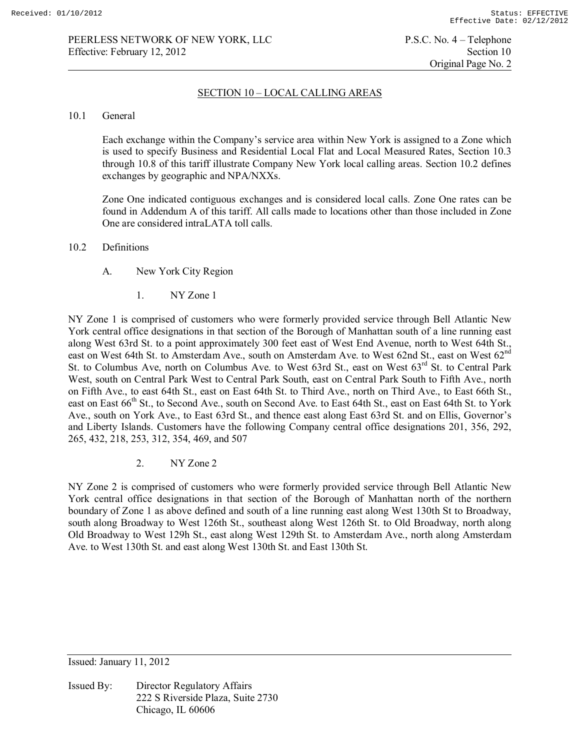## SECTION 10 – LOCAL CALLING AREAS

10.1 General

Each exchange within the Company's service area within New York is assigned to a Zone which is used to specify Business and Residential Local Flat and Local Measured Rates, Section 10.3 through 10.8 of this tariff illustrate Company New York local calling areas. Section 10.2 defines exchanges by geographic and NPA/NXXs.

Zone One indicated contiguous exchanges and is considered local calls. Zone One rates can be found in Addendum A of this tariff. All calls made to locations other than those included in Zone One are considered intraLATA toll calls.

10.2 Definitions

A. New York City Region

1. NY Zone 1

NY Zone 1 is comprised of customers who were formerly provided service through Bell Atlantic New York central office designations in that section of the Borough of Manhattan south of a line running east along West 63rd St. to a point approximately 300 feet east of West End Avenue, north to West 64th St., east on West 64th St. to Amsterdam Ave., south on Amsterdam Ave. to West 62nd St., east on West 62nd St. to Columbus Ave, north on Columbus Ave. to West 63rd St., east on West 63rd St. to Central Park West, south on Central Park West to Central Park South, east on Central Park South to Fifth Ave., north on Fifth Ave., to east 64th St., east on East 64th St. to Third Ave., north on Third Ave., to East 66th St., east on East 66th St., to Second Ave., south on Second Ave. to East 64th St., east on East 64th St. to York Ave., south on York Ave., to East 63rd St., and thence east along East 63rd St. and on Ellis, Governor's and Liberty Islands. Customers have the following Company central office designations 201, 356, 292, 265, 432, 218, 253, 312, 354, 469, and 507

2. NY Zone 2

NY Zone 2 is comprised of customers who were formerly provided service through Bell Atlantic New York central office designations in that section of the Borough of Manhattan north of the northern boundary of Zone 1 as above defined and south of a line running east along West 130th St to Broadway, south along Broadway to West 126th St., southeast along West 126th St. to Old Broadway, north along Old Broadway to West 129h St., east along West 129th St. to Amsterdam Ave., north along Amsterdam Ave. to West 130th St. and east along West 130th St. and East 130th St.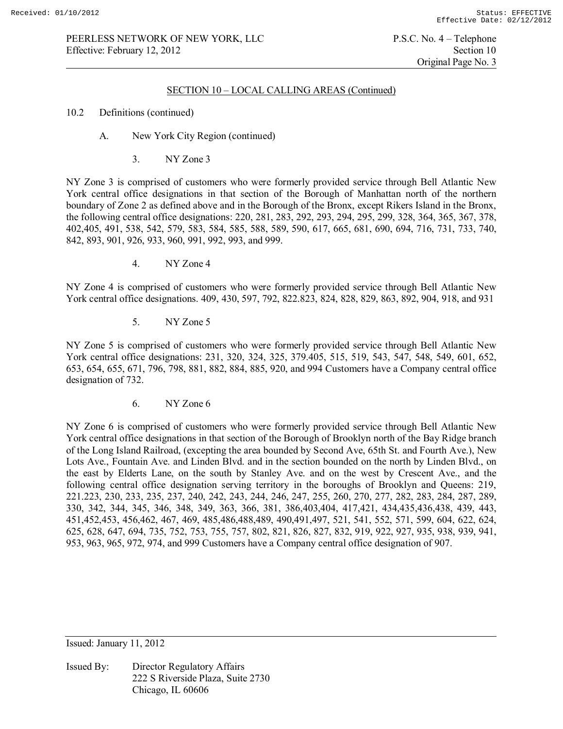## SECTION 10 – LOCAL CALLING AREAS (Continued)

10.2 Definitions (continued)

A. New York City Region (continued)

3. NY Zone 3

NY Zone 3 is comprised of customers who were formerly provided service through Bell Atlantic New York central office designations in that section of the Borough of Manhattan north of the northern boundary of Zone 2 as defined above and in the Borough of the Bronx, except Rikers Island in the Bronx, the following central office designations: 220, 281, 283, 292, 293, 294, 295, 299, 328, 364, 365, 367, 378, 402,405, 491, 538, 542, 579, 583, 584, 585, 588, 589, 590, 617, 665, 681, 690, 694, 716, 731, 733, 740, 842, 893, 901, 926, 933, 960, 991, 992, 993, and 999.

4. NY Zone 4

NY Zone 4 is comprised of customers who were formerly provided service through Bell Atlantic New York central office designations. 409, 430, 597, 792, 822.823, 824, 828, 829, 863, 892, 904, 918, and 931

5. NY Zone 5

NY Zone 5 is comprised of customers who were formerly provided service through Bell Atlantic New York central office designations: 231, 320, 324, 325, 379.405, 515, 519, 543, 547, 548, 549, 601, 652, 653, 654, 655, 671, 796, 798, 881, 882, 884, 885, 920, and 994 Customers have a Company central office designation of 732.

6. NY Zone 6

NY Zone 6 is comprised of customers who were formerly provided service through Bell Atlantic New York central office designations in that section of the Borough of Brooklyn north of the Bay Ridge branch of the Long Island Railroad, (excepting the area bounded by Second Ave, 65th St. and Fourth Ave.), New Lots Ave., Fountain Ave. and Linden Blvd. and in the section bounded on the north by Linden Blvd., on the east by Elderts Lane, on the south by Stanley Ave. and on the west by Crescent Ave., and the following central office designation serving territory in the boroughs of Brooklyn and Queens: 219, 221.223, 230, 233, 235, 237, 240, 242, 243, 244, 246, 247, 255, 260, 270, 277, 282, 283, 284, 287, 289, 330, 342, 344, 345, 346, 348, 349, 363, 366, 381, 386,403,404, 417,421, 434,435,436,438, 439, 443, 451,452,453, 456,462, 467, 469, 485,486,488,489, 490,491,497, 521, 541, 552, 571, 599, 604, 622, 624, 625, 628, 647, 694, 735, 752, 753, 755, 757, 802, 821, 826, 827, 832, 919, 922, 927, 935, 938, 939, 941, 953, 963, 965, 972, 974, and 999 Customers have a Company central office designation of 907.

Issued: January 11, 2012

Issued By: Director Regulatory Affairs
222 S Riverside Plaza, Suite 2730
Chicago, IL 60606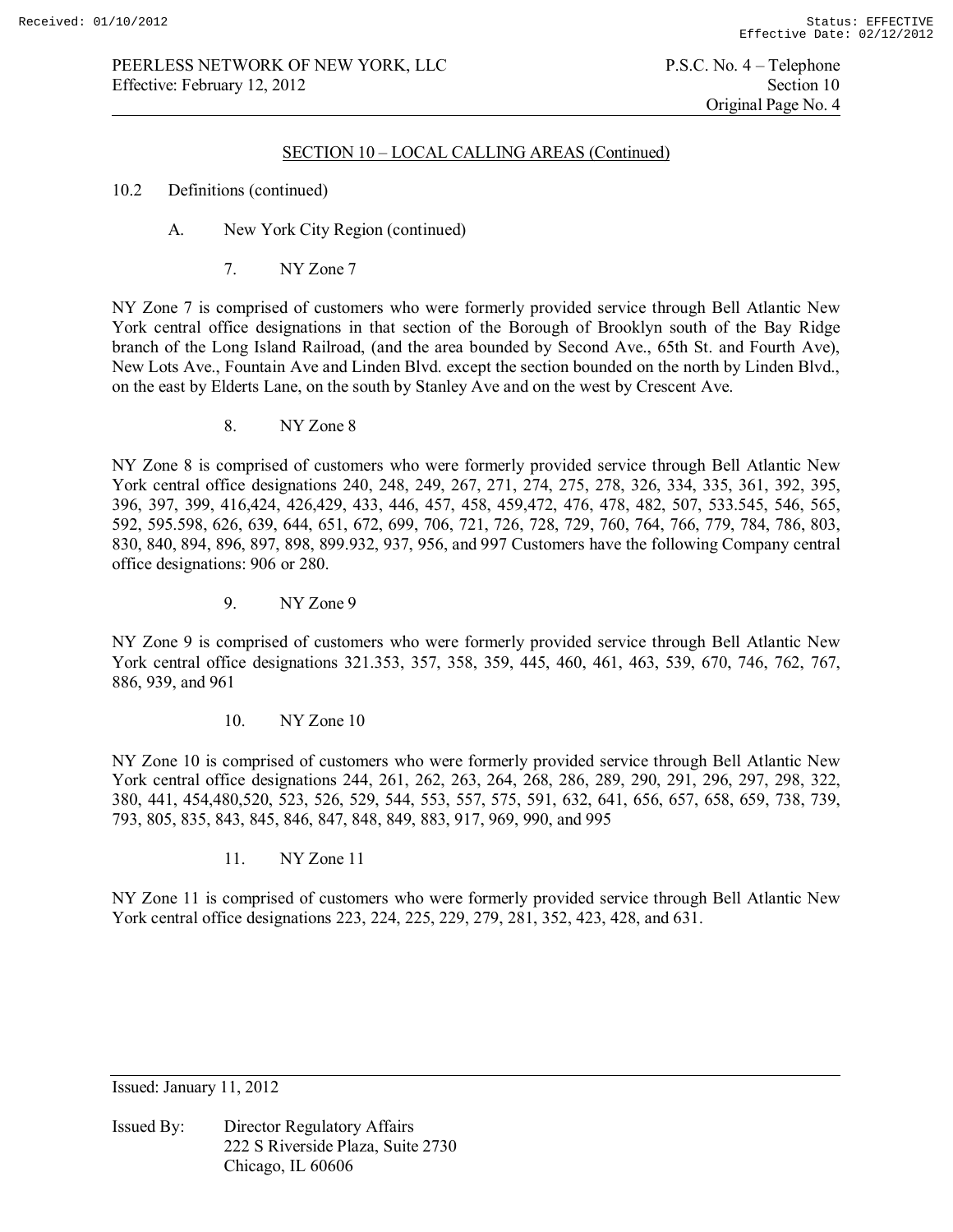## SECTION 10 – LOCAL CALLING AREAS (Continued)

10.2 Definitions (continued)

A. New York City Region (continued)

7. NY Zone 7

NY Zone 7 is comprised of customers who were formerly provided service through Bell Atlantic New York central office designations in that section of the Borough of Brooklyn south of the Bay Ridge branch of the Long Island Railroad, (and the area bounded by Second Ave., 65th St. and Fourth Ave), New Lots Ave., Fountain Ave and Linden Blvd. except the section bounded on the north by Linden Blvd., on the east by Elderts Lane, on the south by Stanley Ave and on the west by Crescent Ave.

8. NY Zone 8

NY Zone 8 is comprised of customers who were formerly provided service through Bell Atlantic New York central office designations 240, 248, 249, 267, 271, 274, 275, 278, 326, 334, 335, 361, 392, 395, 396, 397, 399, 416,424, 426,429, 433, 446, 457, 458, 459,472, 476, 478, 482, 507, 533.545, 546, 565, 592, 595.598, 626, 639, 644, 651, 672, 699, 706, 721, 726, 728, 729, 760, 764, 766, 779, 784, 786, 803, 830, 840, 894, 896, 897, 898, 899.932, 937, 956, and 997 Customers have the following Company central office designations: 906 or 280.

9. NY Zone 9

NY Zone 9 is comprised of customers who were formerly provided service through Bell Atlantic New York central office designations 321.353, 357, 358, 359, 445, 460, 461, 463, 539, 670, 746, 762, 767, 886, 939, and 961

10. NY Zone 10

NY Zone 10 is comprised of customers who were formerly provided service through Bell Atlantic New York central office designations 244, 261, 262, 263, 264, 268, 286, 289, 290, 291, 296, 297, 298, 322, 380, 441, 454,480,520, 523, 526, 529, 544, 553, 557, 575, 591, 632, 641, 656, 657, 658, 659, 738, 739, 793, 805, 835, 843, 845, 846, 847, 848, 849, 883, 917, 969, 990, and 995

11. NY Zone 11

NY Zone 11 is comprised of customers who were formerly provided service through Bell Atlantic New York central office designations 223, 224, 225, 229, 279, 281, 352, 423, 428, and 631.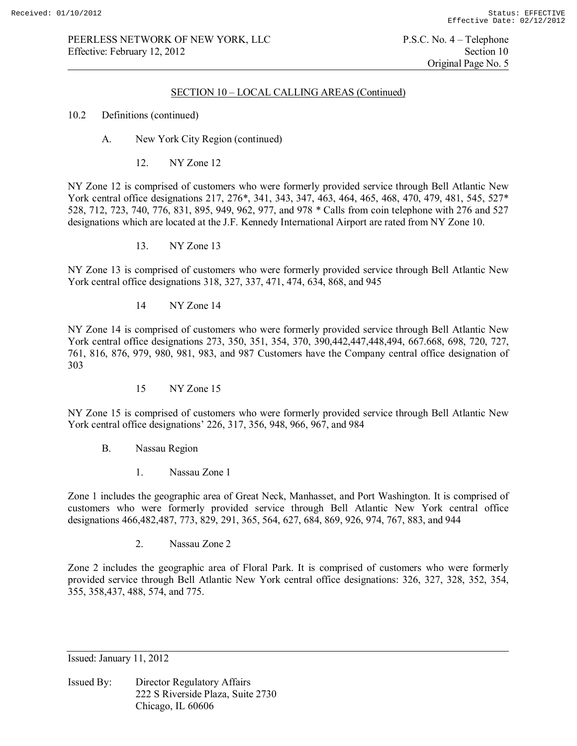## SECTION 10 – LOCAL CALLING AREAS (Continued)

10.2 Definitions (continued)

A. New York City Region (continued)

12. NY Zone 12

NY Zone 12 is comprised of customers who were formerly provided service through Bell Atlantic New York central office designations 217, 276*, 341, 343, 347, 463, 464, 465, 468, 470, 479, 481, 545, 527* 528, 712, 723, 740, 776, 831, 895, 949, 962, 977, and 978 * Calls from coin telephone with 276 and 527 designations which are located at the J.F. Kennedy International Airport are rated from NY Zone 10.

13. NY Zone 13

NY Zone 13 is comprised of customers who were formerly provided service through Bell Atlantic New York central office designations 318, 327, 337, 471, 474, 634, 868, and 945

14 NY Zone 14

NY Zone 14 is comprised of customers who were formerly provided service through Bell Atlantic New York central office designations 273, 350, 351, 354, 370, 390,442,447,448,494, 667.668, 698, 720, 727, 761, 816, 876, 979, 980, 981, 983, and 987 Customers have the Company central office designation of 303

15 NY Zone 15

NY Zone 15 is comprised of customers who were formerly provided service through Bell Atlantic New York central office designations' 226, 317, 356, 948, 966, 967, and 984

B. Nassau Region

1. Nassau Zone 1

Zone 1 includes the geographic area of Great Neck, Manhasset, and Port Washington. It is comprised of customers who were formerly provided service through Bell Atlantic New York central office designations 466,482,487, 773, 829, 291, 365, 564, 627, 684, 869, 926, 974, 767, 883, and 944

2. Nassau Zone 2

Zone 2 includes the geographic area of Floral Park. It is comprised of customers who were formerly provided service through Bell Atlantic New York central office designations: 326, 327, 328, 352, 354, 355, 358,437, 488, 574, and 775.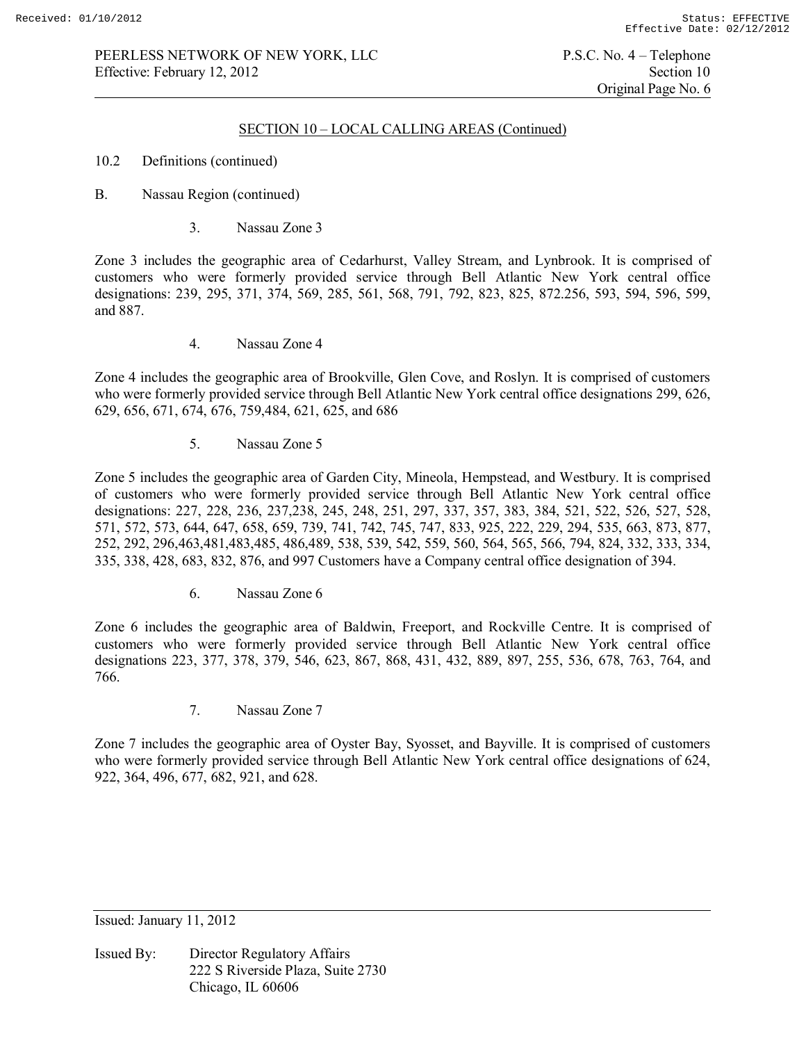## SECTION 10 – LOCAL CALLING AREAS (Continued)

10.2 Definitions (continued)

B. Nassau Region (continued)

3. Nassau Zone 3

Zone 3 includes the geographic area of Cedarhurst, Valley Stream, and Lynbrook. It is comprised of customers who were formerly provided service through Bell Atlantic New York central office designations: 239, 295, 371, 374, 569, 285, 561, 568, 791, 792, 823, 825, 872.256, 593, 594, 596, 599, and 887.

4. Nassau Zone 4

Zone 4 includes the geographic area of Brookville, Glen Cove, and Roslyn. It is comprised of customers who were formerly provided service through Bell Atlantic New York central office designations 299, 626, 629, 656, 671, 674, 676, 759,484, 621, 625, and 686

5. Nassau Zone 5

Zone 5 includes the geographic area of Garden City, Mineola, Hempstead, and Westbury. It is comprised of customers who were formerly provided service through Bell Atlantic New York central office designations: 227, 228, 236, 237,238, 245, 248, 251, 297, 337, 357, 383, 384, 521, 522, 526, 527, 528, 571, 572, 573, 644, 647, 658, 659, 739, 741, 742, 745, 747, 833, 925, 222, 229, 294, 535, 663, 873, 877, 252, 292, 296,463,481,483,485, 486,489, 538, 539, 542, 559, 560, 564, 565, 566, 794, 824, 332, 333, 334, 335, 338, 428, 683, 832, 876, and 997 Customers have a Company central office designation of 394.

6. Nassau Zone 6

Zone 6 includes the geographic area of Baldwin, Freeport, and Rockville Centre. It is comprised of customers who were formerly provided service through Bell Atlantic New York central office designations 223, 377, 378, 379, 546, 623, 867, 868, 431, 432, 889, 897, 255, 536, 678, 763, 764, and 766.

7. Nassau Zone 7

Zone 7 includes the geographic area of Oyster Bay, Syosset, and Bayville. It is comprised of customers who were formerly provided service through Bell Atlantic New York central office designations of 624, 922, 364, 496, 677, 682, 921, and 628.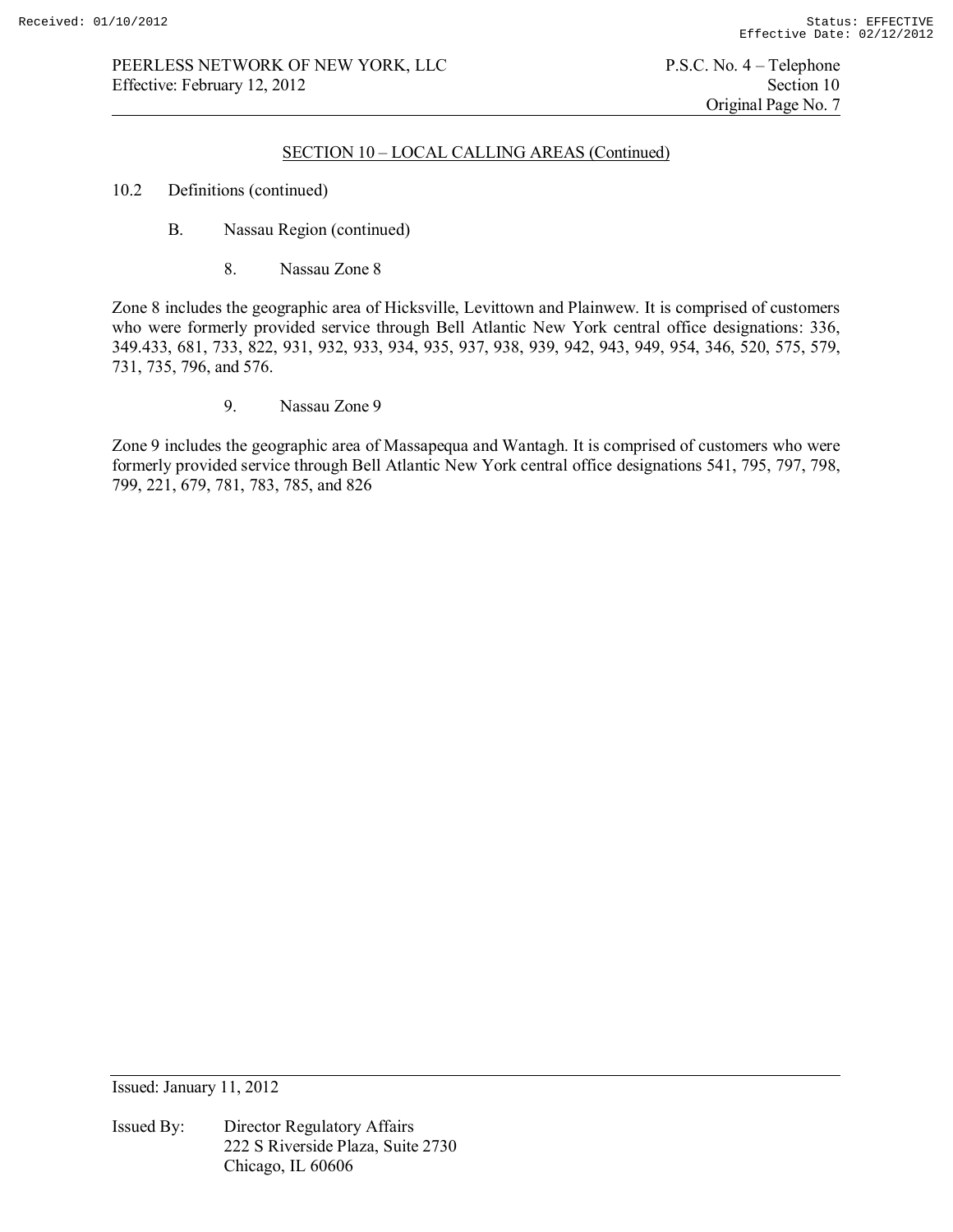## SECTION 10 – LOCAL CALLING AREAS (Continued)

10.2 Definitions (continued)

B. Nassau Region (continued)

8. Nassau Zone 8

Zone 8 includes the geographic area of Hicksville, Levittown and Plainwew. It is comprised of customers who were formerly provided service through Bell Atlantic New York central office designations: 336, 349.433, 681, 733, 822, 931, 932, 933, 934, 935, 937, 938, 939, 942, 943, 949, 954, 346, 520, 575, 579, 731, 735, 796, and 576.

9. Nassau Zone 9

Zone 9 includes the geographic area of Massapequa and Wantagh. It is comprised of customers who were formerly provided service through Bell Atlantic New York central office designations 541, 795, 797, 798, 799, 221, 679, 781, 783, 785, and 826

Issued: January 11, 2012

Issued By: Director Regulatory Affairs
222 S Riverside Plaza, Suite 2730
Chicago, IL 60606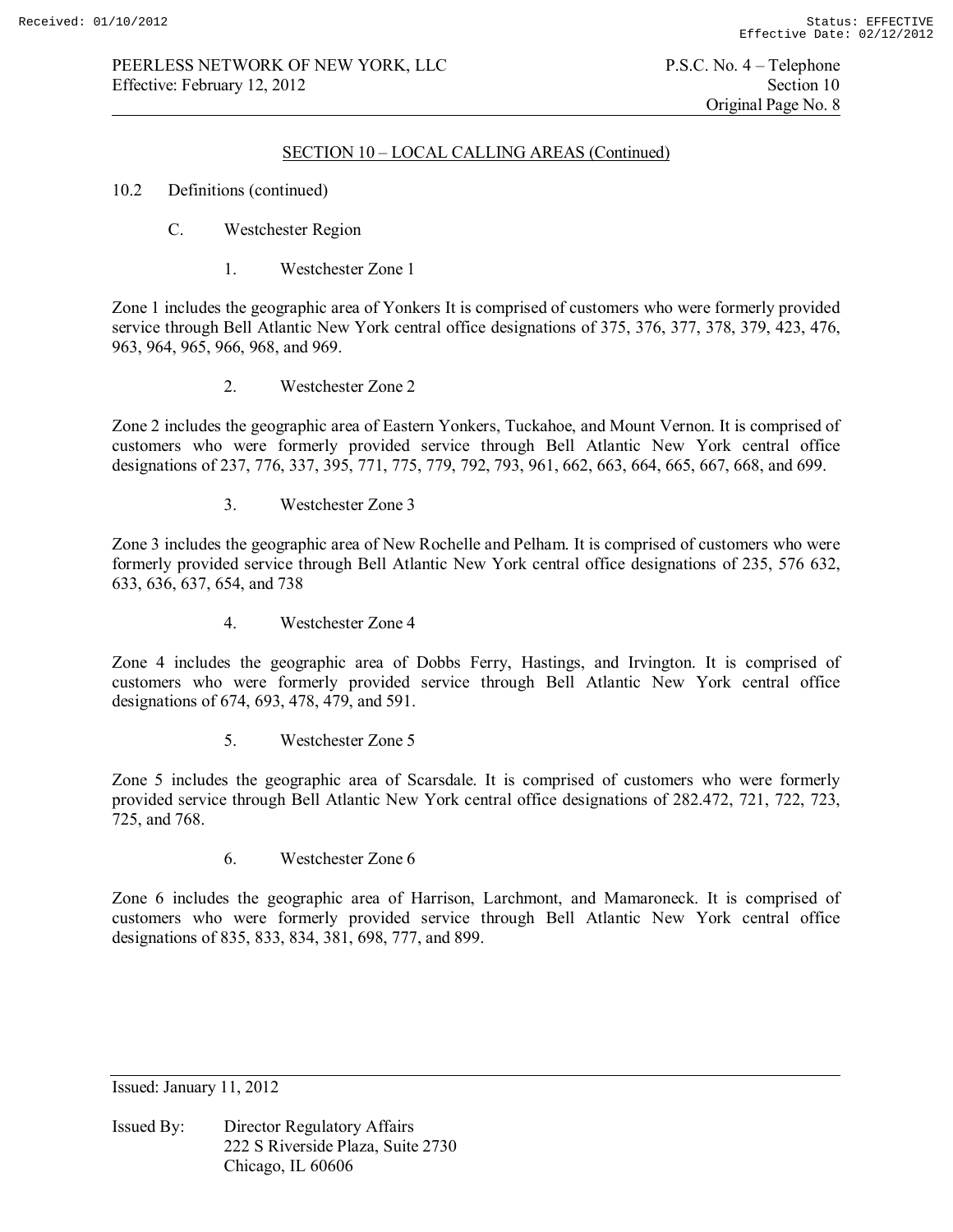## SECTION 10 – LOCAL CALLING AREAS (Continued)

10.2 Definitions (continued)

C. Westchester Region

1. Westchester Zone 1

Zone 1 includes the geographic area of Yonkers It is comprised of customers who were formerly provided service through Bell Atlantic New York central office designations of 375, 376, 377, 378, 379, 423, 476, 963, 964, 965, 966, 968, and 969.

2. Westchester Zone 2

Zone 2 includes the geographic area of Eastern Yonkers, Tuckahoe, and Mount Vernon. It is comprised of customers who were formerly provided service through Bell Atlantic New York central office designations of 237, 776, 337, 395, 771, 775, 779, 792, 793, 961, 662, 663, 664, 665, 667, 668, and 699.

3. Westchester Zone 3

Zone 3 includes the geographic area of New Rochelle and Pelham. It is comprised of customers who were formerly provided service through Bell Atlantic New York central office designations of 235, 576 632, 633, 636, 637, 654, and 738

4. Westchester Zone 4

Zone 4 includes the geographic area of Dobbs Ferry, Hastings, and Irvington. It is comprised of customers who were formerly provided service through Bell Atlantic New York central office designations of 674, 693, 478, 479, and 591.

5. Westchester Zone 5

Zone 5 includes the geographic area of Scarsdale. It is comprised of customers who were formerly provided service through Bell Atlantic New York central office designations of 282.472, 721, 722, 723, 725, and 768.

6. Westchester Zone 6

Zone 6 includes the geographic area of Harrison, Larchmont, and Mamaroneck. It is comprised of customers who were formerly provided service through Bell Atlantic New York central office designations of 835, 833, 834, 381, 698, 777, and 899.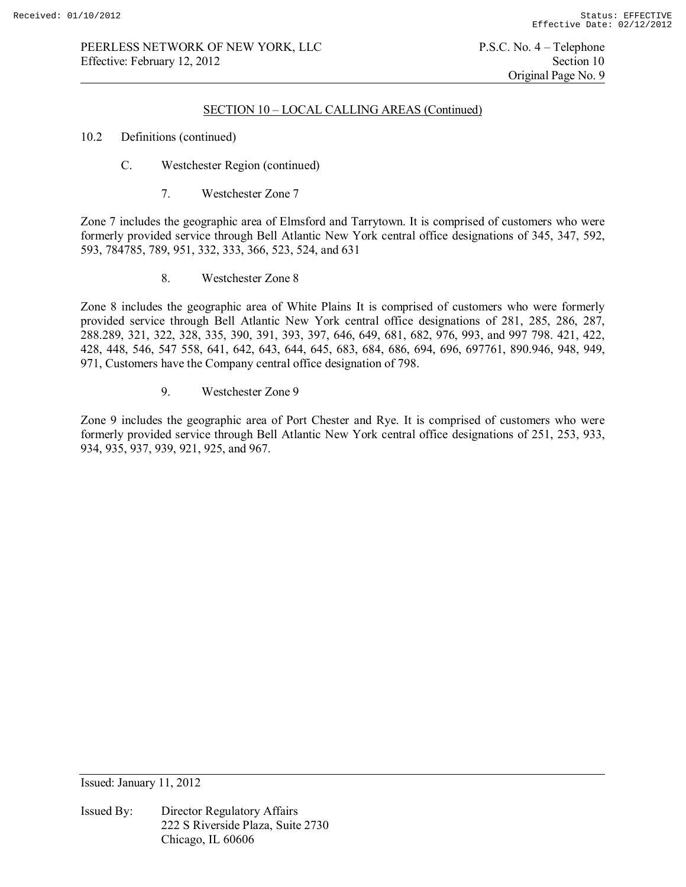SECTION 10 – LOCAL CALLING AREAS (Continued)

10.2 Definitions (continued)

C. Westchester Region (continued)

7. Westchester Zone 7

Zone 7 includes the geographic area of Elmsford and Tarrytown. It is comprised of customers who were formerly provided service through Bell Atlantic New York central office designations of 345, 347, 592, 593, 784785, 789, 951, 332, 333, 366, 523, 524, and 631

8. Westchester Zone 8

Zone 8 includes the geographic area of White Plains It is comprised of customers who were formerly provided service through Bell Atlantic New York central office designations of 281, 285, 286, 287, 288.289, 321, 322, 328, 335, 390, 391, 393, 397, 646, 649, 681, 682, 976, 993, and 997 798. 421, 422, 428, 448, 546, 547 558, 641, 642, 643, 644, 645, 683, 684, 686, 694, 696, 697761, 890.946, 948, 949, 971, Customers have the Company central office designation of 798.

9. Westchester Zone 9

Zone 9 includes the geographic area of Port Chester and Rye. It is comprised of customers who were formerly provided service through Bell Atlantic New York central office designations of 251, 253, 933, 934, 935, 937, 939, 921, 925, and 967.

Issued: January 11, 2012

Issued By: Director Regulatory Affairs
222 S Riverside Plaza, Suite 2730
Chicago, IL 60606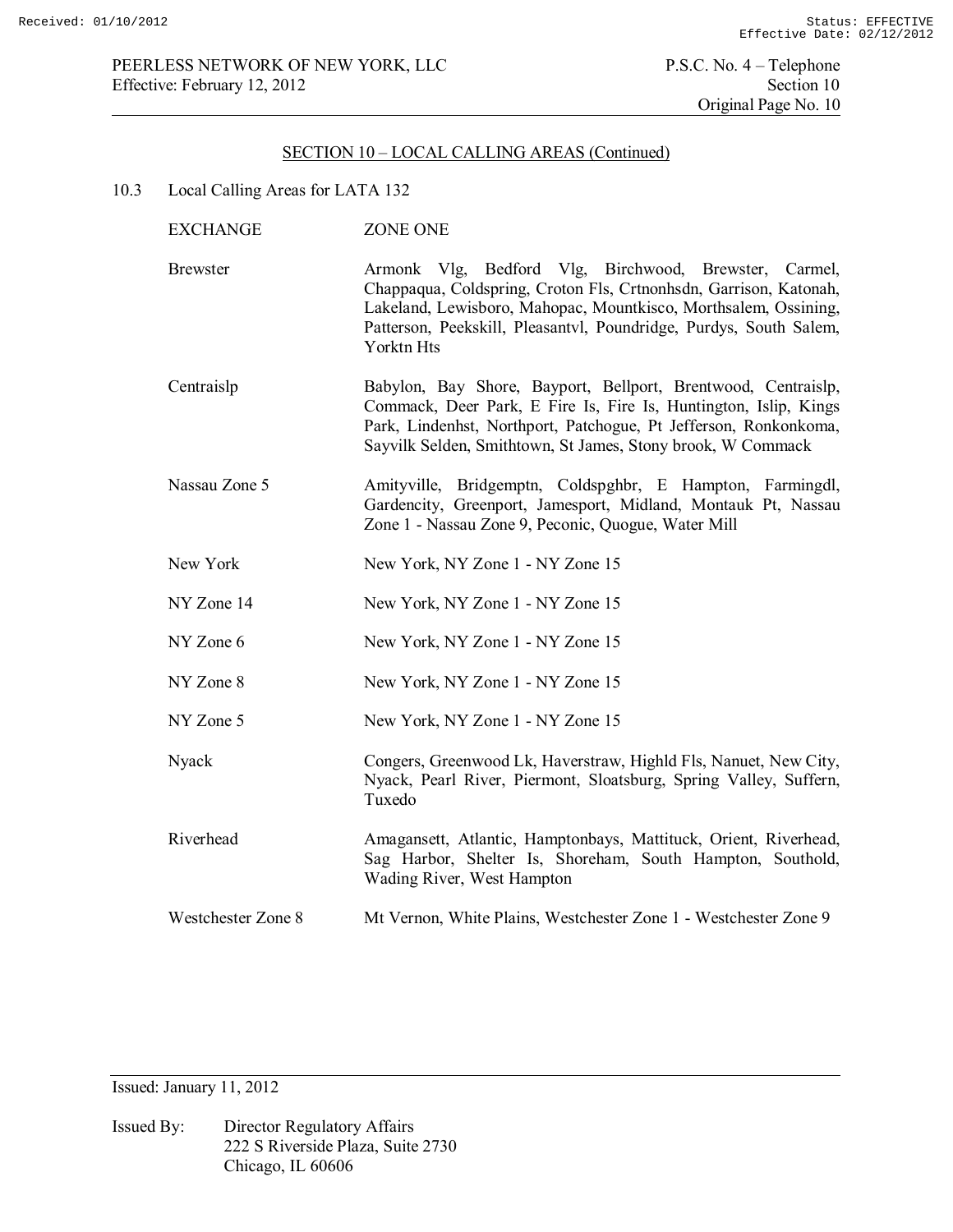## SECTION 10 – LOCAL CALLING AREAS (Continued)

10.3 Local Calling Areas for LATA 132

| EXCHANGE | ZONE ONE |
|---|---|
| Brewster | Armonk Vlg, Bedford Vlg, Birchwood, Brewster, Carmel, Chappaqua, Coldspring, Croton Fls, Crtnonhsdn, Garrison, Katonah, Lakeland, Lewisboro, Mahopac, Mountkisco, Morthsalem, Ossining, Patterson, Peekskill, Pleasantvl, Poundridge, Purdys, South Salem, Yorktn Hts |
| Centraislp | Babylon, Bay Shore, Bayport, Bellport, Brentwood, Centraislp, Commack, Deer Park, E Fire Is, Fire Is, Huntington, Islip, Kings Park, Lindenhst, Northport, Patchogue, Pt Jefferson, Ronkonkoma, Sayvilk Selden, Smithtown, St James, Stony brook, W Commack |
| Nassau Zone 5 | Amityville, Bridgemptn, Coldspghbr, E Hampton, Farmingdl, Gardencity, Greenport, Jamesport, Midland, Montauk Pt, Nassau Zone 1 - Nassau Zone 9, Peconic, Quogue, Water Mill |
| New York | New York, NY Zone 1 - NY Zone 15 |
| NY Zone 14 | New York, NY Zone 1 - NY Zone 15 |
| NY Zone 6 | New York, NY Zone 1 - NY Zone 15 |
| NY Zone 8 | New York, NY Zone 1 - NY Zone 15 |
| NY Zone 5 | New York, NY Zone 1 - NY Zone 15 |
| Nyack | Congers, Greenwood Lk, Haverstraw, Highld Fls, Nanuet, New City, Nyack, Pearl River, Piermont, Sloatsburg, Spring Valley, Suffern, Tuxedo |
| Riverhead | Amagansett, Atlantic, Hamptonbays, Mattituck, Orient, Riverhead, Sag Harbor, Shelter Is, Shoreham, South Hampton, Southold, Wading River, West Hampton |
| Westchester Zone 8 | Mt Vernon, White Plains, Westchester Zone 1 - Westchester Zone 9 |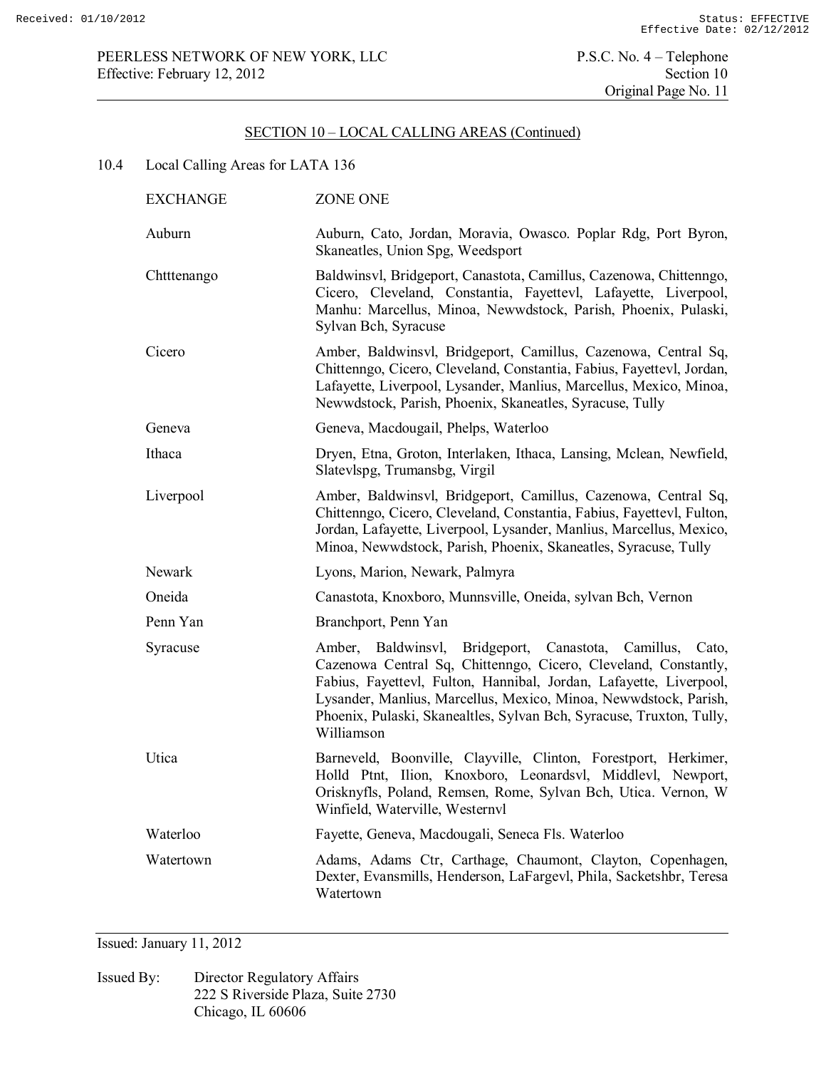## SECTION 10 – LOCAL CALLING AREAS (Continued)

10.4 Local Calling Areas for LATA 136

| EXCHANGE | ZONE ONE |
|---|---|
| Auburn | Auburn, Cato, Jordan, Moravia, Owasco. Poplar Rdg, Port Byron, Skaneatles, Union Spg, Weedsport |
| Chtttenango | Baldwinsvl, Bridgeport, Canastota, Camillus, Cazenowa, Chittenngo, Cicero, Cleveland, Constantia, Fayettevl, Lafayette, Liverpool, Manhu: Marcellus, Minoa, Newwdstock, Parish, Phoenix, Pulaski, Sylvan Bch, Syracuse |
| Cicero | Amber, Baldwinsvl, Bridgeport, Camillus, Cazenowa, Central Sq, Chittenngo, Cicero, Cleveland, Constantia, Fabius, Fayettevl, Jordan, Lafayette, Liverpool, Lysander, Manlius, Marcellus, Mexico, Minoa, Newwdstock, Parish, Phoenix, Skaneatles, Syracuse, Tully |
| Geneva | Geneva, Macdougail, Phelps, Waterloo |
| Ithaca | Dryen, Etna, Groton, Interlaken, Ithaca, Lansing, Mclean, Newfield, Slatevlspg, Trumansbg, Virgil |
| Liverpool | Amber, Baldwinsvl, Bridgeport, Camillus, Cazenowa, Central Sq, Chittenngo, Cicero, Cleveland, Constantia, Fabius, Fayettevl, Fulton, Jordan, Lafayette, Liverpool, Lysander, Manlius, Marcellus, Mexico, Minoa, Newwdstock, Parish, Phoenix, Skaneatles, Syracuse, Tully |
| Newark | Lyons, Marion, Newark, Palmyra |
| Oneida | Canastota, Knoxboro, Munnsville, Oneida, sylvan Bch, Vernon |
| Penn Yan | Branchport, Penn Yan |
| Syracuse | Amber, Baldwinsvl, Bridgeport, Canastota, Camillus, Cato, Cazenowa Central Sq, Chittenngo, Cicero, Cleveland, Constantly, Fabius, Fayettevl, Fulton, Hannibal, Jordan, Lafayette, Liverpool, Lysander, Manlius, Marcellus, Mexico, Minoa, Newwdstock, Parish, Phoenix, Pulaski, Skanealtles, Sylvan Bch, Syracuse, Truxton, Tully, Williamson |
| Utica | Barneveld, Boonville, Clayville, Clinton, Forestport, Herkimer, Holld Ptnt, Ilion, Knoxboro, Leonardsvl, Middlevl, Newport, Orisknyfls, Poland, Remsen, Rome, Sylvan Bch, Utica. Vernon, W Winfield, Waterville, Westernvl |
| Waterloo | Fayette, Geneva, Macdougali, Seneca Fls. Waterloo |
| Watertown | Adams, Adams Ctr, Carthage, Chaumont, Clayton, Copenhagen, Dexter, Evansmills, Henderson, LaFargevl, Phila, Sacketshbr, Teresa Watertown |

Issued: January 11, 2012

Issued By: Director Regulatory Affairs
222 S Riverside Plaza, Suite 2730
Chicago, IL 60606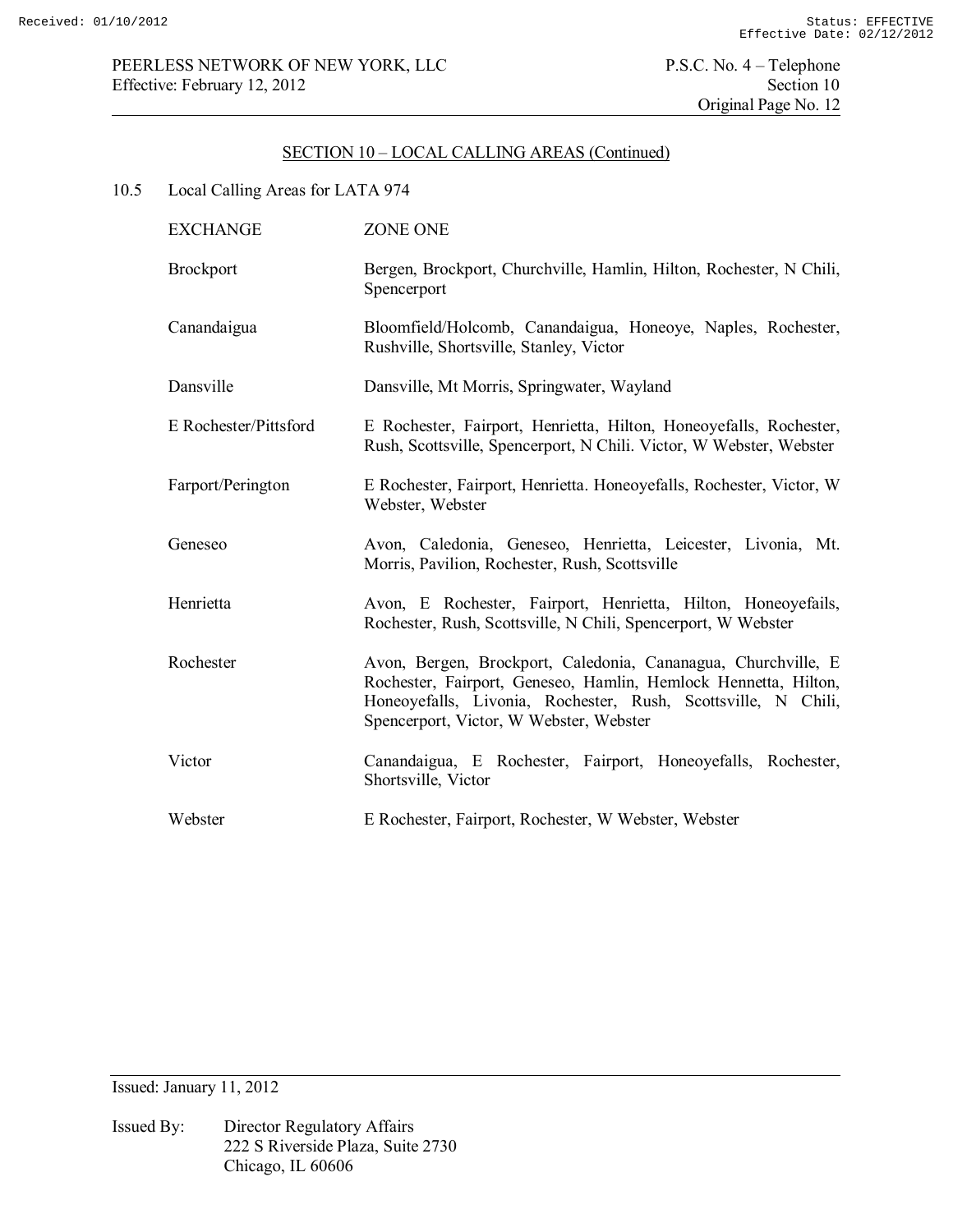## SECTION 10 – LOCAL CALLING AREAS (Continued)

10.5 Local Calling Areas for LATA 974

| EXCHANGE | ZONE ONE |
|---|---|
| Brockport | Bergen, Brockport, Churchville, Hamlin, Hilton, Rochester, N Chili, Spencerport |
| Canandaigua | Bloomfield/Holcomb, Canandaigua, Honeoye, Naples, Rochester, Rushville, Shortsville, Stanley, Victor |
| Dansville | Dansville, Mt Morris, Springwater, Wayland |
| E Rochester/Pittsford | E Rochester, Fairport, Henrietta, Hilton, Honeoyefalls, Rochester, Rush, Scottsville, Spencerport, N Chili. Victor, W Webster, Webster |
| Farport/Perington | E Rochester, Fairport, Henrietta. Honeoyefalls, Rochester, Victor, W Webster, Webster |
| Geneseo | Avon, Caledonia, Geneseo, Henrietta, Leicester, Livonia, Mt. Morris, Pavilion, Rochester, Rush, Scottsville |
| Henrietta | Avon, E Rochester, Fairport, Henrietta, Hilton, Honeoyefails, Rochester, Rush, Scottsville, N Chili, Spencerport, W Webster |
| Rochester | Avon, Bergen, Brockport, Caledonia, Cananagua, Churchville, E Rochester, Fairport, Geneseo, Hamlin, Hemlock Hennetta, Hilton, Honeoyefalls, Livonia, Rochester, Rush, Scottsville, N Chili, Spencerport, Victor, W Webster, Webster |
| Victor | Canandaigua, E Rochester, Fairport, Honeoyefalls, Rochester, Shortsville, Victor |
| Webster | E Rochester, Fairport, Rochester, W Webster, Webster |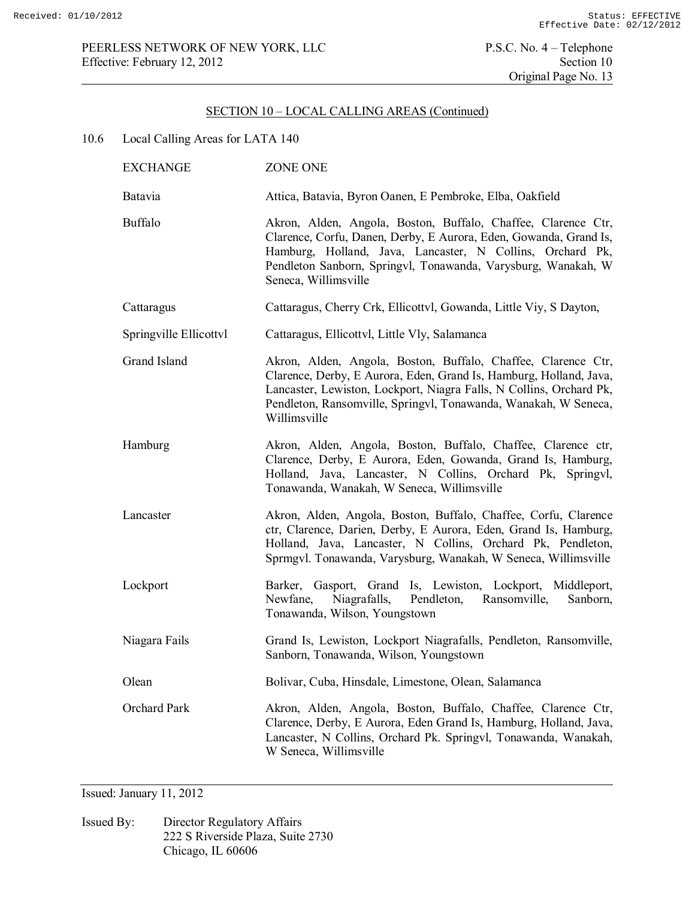## SECTION 10 – LOCAL CALLING AREAS (Continued)

10.6 Local Calling Areas for LATA 140

| EXCHANGE | ZONE ONE |
| --- | --- |
| Batavia | Attica, Batavia, Byron Oanen, E Pembroke, Elba, Oakfield |
| Buffalo | Akron, Alden, Angola, Boston, Buffalo, Chaffee, Clarence Ctr, Clarence, Corfu, Danen, Derby, E Aurora, Eden, Gowanda, Grand Is, Hamburg, Holland, Java, Lancaster, N Collins, Orchard Pk, Pendleton Sanborn, Springvl, Tonawanda, Varysburg, Wanakah, W Seneca, Willimsville |
| Cattaragus | Cattaragus, Cherry Crk, Ellicottvl, Gowanda, Little Viy, S Dayton, |
| Springville Ellicottvl | Cattaragus, Ellicottvl, Little Vly, Salamanca |
| Grand Island | Akron, Alden, Angola, Boston, Buffalo, Chaffee, Clarence Ctr, Clarence, Derby, E Aurora, Eden, Grand Is, Hamburg, Holland, Java, Lancaster, Lewiston, Lockport, Niagra Falls, N Collins, Orchard Pk, Pendleton, Ransomville, Springvl, Tonawanda, Wanakah, W Seneca, Willimsville |
| Hamburg | Akron, Alden, Angola, Boston, Buffalo, Chaffee, Clarence ctr, Clarence, Derby, E Aurora, Eden, Gowanda, Grand Is, Hamburg, Holland, Java, Lancaster, N Collins, Orchard Pk, Springvl, Tonawanda, Wanakah, W Seneca, Willimsville |
| Lancaster | Akron, Alden, Angola, Boston, Buffalo, Chaffee, Corfu, Clarence ctr, Clarence, Darien, Derby, E Aurora, Eden, Grand Is, Hamburg, Holland, Java, Lancaster, N Collins, Orchard Pk, Pendleton, Sprmgvl. Tonawanda, Varysburg, Wanakah, W Seneca, Willimsville |
| Lockport | Barker, Gasport, Grand Is, Lewiston, Lockport, Middleport, Newfane, Niagrafalls, Pendleton, Ransomville, Sanborn, Tonawanda, Wilson, Youngstown |
| Niagara Fails | Grand Is, Lewiston, Lockport Niagrafalls, Pendleton, Ransomville, Sanborn, Tonawanda, Wilson, Youngstown |
| Olean | Bolivar, Cuba, Hinsdale, Limestone, Olean, Salamanca |
| Orchard Park | Akron, Alden, Angola, Boston, Buffalo, Chaffee, Clarence Ctr, Clarence, Derby, E Aurora, Eden Grand Is, Hamburg, Holland, Java, Lancaster, N Collins, Orchard Pk. Springvl, Tonawanda, Wanakah, W Seneca, Willimsville |

Issued: January 11, 2012

Issued By: Director Regulatory Affairs
222 S Riverside Plaza, Suite 2730
Chicago, IL 60606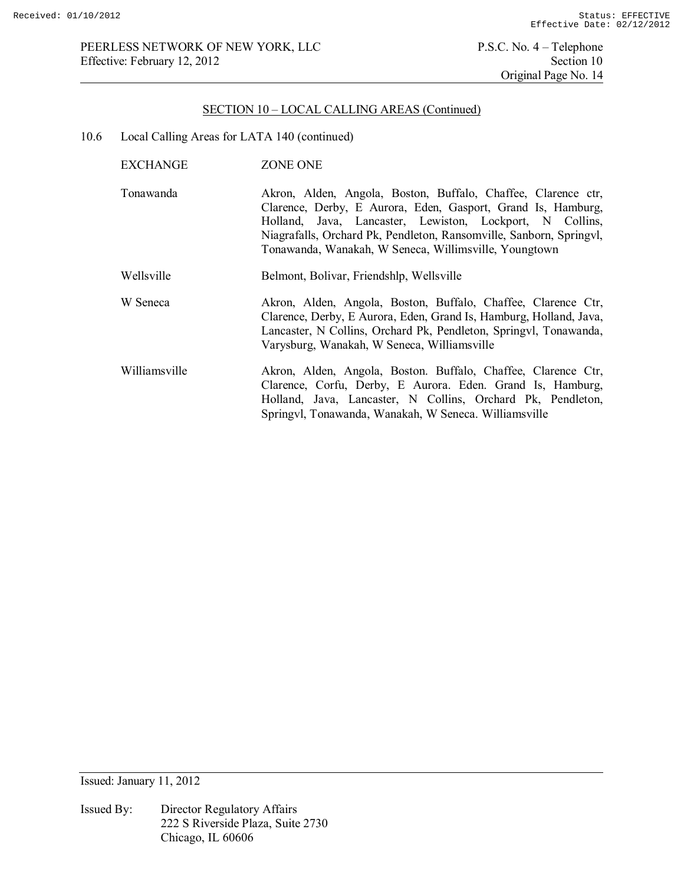## SECTION 10 – LOCAL CALLING AREAS (Continued)

10.6 Local Calling Areas for LATA 140 (continued)

| EXCHANGE | ZONE ONE |
| --- | --- |
| Tonawanda | Akron, Alden, Angola, Boston, Buffalo, Chaffee, Clarence ctr, Clarence, Derby, E Aurora, Eden, Gasport, Grand Is, Hamburg, Holland, Java, Lancaster, Lewiston, Lockport, N Collins, Niagrafalls, Orchard Pk, Pendleton, Ransomville, Sanborn, Springvl, Tonawanda, Wanakah, W Seneca, Willimsville, Youngtown |
| Wellsville | Belmont, Bolivar, Friendshlp, Wellsville |
| W Seneca | Akron, Alden, Angola, Boston, Buffalo, Chaffee, Clarence Ctr, Clarence, Derby, E Aurora, Eden, Grand Is, Hamburg, Holland, Java, Lancaster, N Collins, Orchard Pk, Pendleton, Springvl, Tonawanda, Varysburg, Wanakah, W Seneca, Williamsville |
| Williamsville | Akron, Alden, Angola, Boston. Buffalo, Chaffee, Clarence Ctr, Clarence, Corfu, Derby, E Aurora. Eden. Grand Is, Hamburg, Holland, Java, Lancaster, N Collins, Orchard Pk, Pendleton, Springvl, Tonawanda, Wanakah, W Seneca. Williamsville |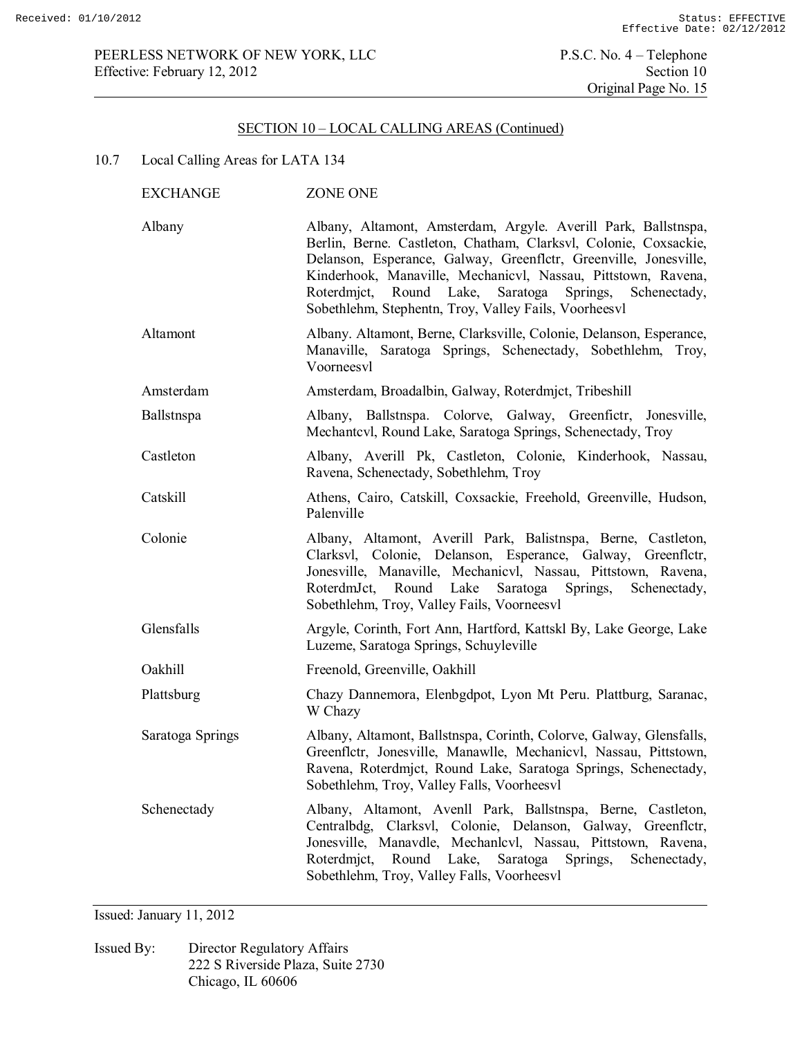## SECTION 10 – LOCAL CALLING AREAS (Continued)

10.7 Local Calling Areas for LATA 134

| EXCHANGE | ZONE ONE |
|---|---|
| Albany | Albany, Altamont, Amsterdam, Argyle. Averill Park, Ballstnspa, Berlin, Berne. Castleton, Chatham, Clarksvl, Colonie, Coxsackie, Delanson, Esperance, Galway, Greenflctr, Greenville, Jonesville, Kinderhook, Manaville, Mechanicvl, Nassau, Pittstown, Ravena, Roterdmjct, Round Lake, Saratoga Springs, Schenectady, Sobethlehm, Stephentn, Troy, Valley Fails, Voorheesvl |
| Altamont | Albany. Altamont, Berne, Clarksville, Colonie, Delanson, Esperance, Manaville, Saratoga Springs, Schenectady, Sobethlehm, Troy, Voorneesvl |
| Amsterdam | Amsterdam, Broadalbin, Galway, Roterdmjct, Tribeshill |
| Ballstnspa | Albany, Ballstnspa. Colorve, Galway, Greenfictr, Jonesville, Mechantcvl, Round Lake, Saratoga Springs, Schenectady, Troy |
| Castleton | Albany, Averill Pk, Castleton, Colonie, Kinderhook, Nassau, Ravena, Schenectady, Sobethlehm, Troy |
| Catskill | Athens, Cairo, Catskill, Coxsackie, Freehold, Greenville, Hudson, Palenville |
| Colonie | Albany, Altamont, Averill Park, Balistnspa, Berne, Castleton, Clarksvl, Colonie, Delanson, Esperance, Galway, Greenflctr, Jonesville, Manaville, Mechanicvl, Nassau, Pittstown, Ravena, RoterdmJct, Round Lake Saratoga Springs, Schenectady, Sobethlehm, Troy, Valley Fails, Voorneesvl |
| Glensfalls | Argyle, Corinth, Fort Ann, Hartford, Kattskl By, Lake George, Lake Luzeme, Saratoga Springs, Schuyleville |
| Oakhill | Freenold, Greenville, Oakhill |
| Plattsburg | Chazy Dannemora, Elenbgdpot, Lyon Mt Peru. Plattburg, Saranac, W Chazy |
| Saratoga Springs | Albany, Altamont, Ballstnspa, Corinth, Colorve, Galway, Glensfalls, Greenflctr, Jonesville, Manawlle, Mechanicvl, Nassau, Pittstown, Ravena, Roterdmjct, Round Lake, Saratoga Springs, Schenectady, Sobethlehm, Troy, Valley Falls, Voorheesvl |
| Schenectady | Albany, Altamont, Avenll Park, Ballstnspa, Berne, Castleton, Centralbdg, Clarksvl, Colonie, Delanson, Galway, Greenflctr, Jonesville, Manavdle, Mechanlcvl, Nassau, Pittstown, Ravena, Roterdmjct, Round Lake, Saratoga Springs, Schenectady, Sobethlehm, Troy, Valley Falls, Voorheesvl |

Issued: January 11, 2012

Issued By: Director Regulatory Affairs
222 S Riverside Plaza, Suite 2730
Chicago, IL 60606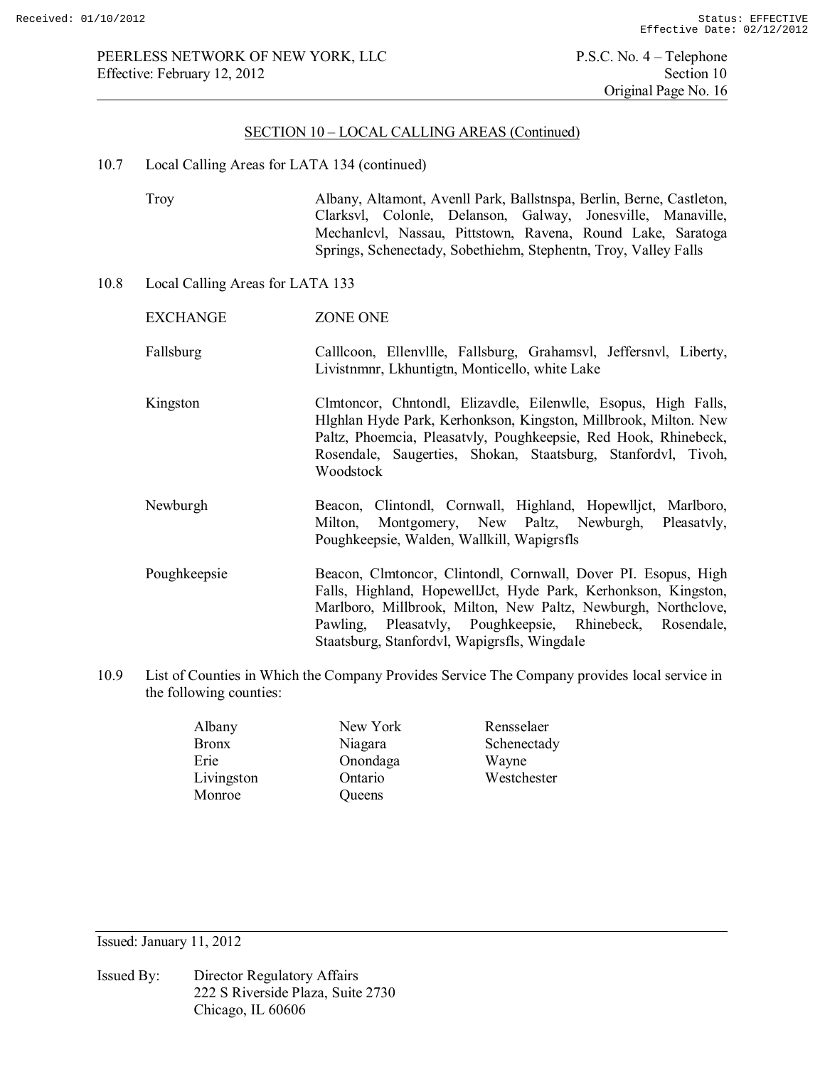SECTION 10 – LOCAL CALLING AREAS (Continued)

10.7 Local Calling Areas for LATA 134 (continued)

| | |
|---|---|
| Troy | Albany, Altamont, Avenll Park, Ballstnspa, Berlin, Berne, Castleton, Clarksvl, Colonle, Delanson, Galway, Jonesville, Manaville, Mechanlcvl, Nassau, Pittstown, Ravena, Round Lake, Saratoga Springs, Schenectady, Sobethiehm, Stephentn, Troy, Valley Falls |

10.8 Local Calling Areas for LATA 133

| EXCHANGE | ZONE ONE |
|---|---|
| Fallsburg | Calllcoon, Ellenvllle, Fallsburg, Grahamsvl, Jeffersnvl, Liberty, Livistnmnr, Lkhuntigtn, Monticello, white Lake |
| Kingston | Clmtoncor, Chntondl, Elizavdle, Eilenwlle, Esopus, High Falls, Hlghlan Hyde Park, Kerhonkson, Kingston, Millbrook, Milton. New Paltz, Phoemcia, Pleasatvly, Poughkeepsie, Red Hook, Rhinebeck, Rosendale, Saugerties, Shokan, Staatsburg, Stanfordvl, Tivoh, Woodstock |
| Newburgh | Beacon, Clintondl, Cornwall, Highland, Hopewlljct, Marlboro, Milton, Montgomery, New Paltz, Newburgh, Pleasatvly, Poughkeepsie, Walden, Wallkill, Wapigrsfls |
| Poughkeepsie | Beacon, Clmtoncor, Clintondl, Cornwall, Dover PI. Esopus, High Falls, Highland, HopewellJct, Hyde Park, Kerhonkson, Kingston, Marlboro, Millbrook, Milton, New Paltz, Newburgh, Northclove, Pawling, Pleasatvly, Poughkeepsie, Rhinebeck, Rosendale, Staatsburg, Stanfordvl, Wapigrsfls, Wingdale |

10.9 List of Counties in Which the Company Provides Service The Company provides local service in the following counties:

| | | |
|---|---|---|
| Albany | New York | Rensselaer |
| Bronx | Niagara | Schenectady |
| Erie | Onondaga | Wayne |
| Livingston | Ontario | Westchester |
| Monroe | Queens | |

Issued: January 11, 2012

Issued By: Director Regulatory Affairs
222 S Riverside Plaza, Suite 2730
Chicago, IL 60606